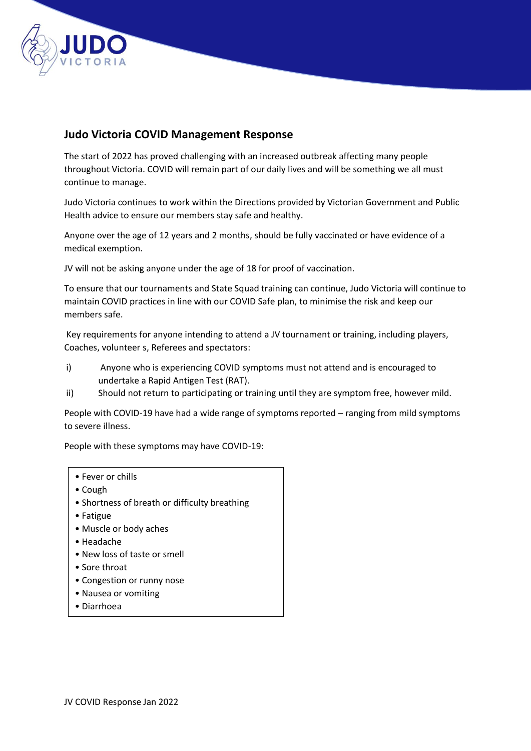## Judo Victoria COVID Management Response

The start of 2022 has proved challenging with an increased outbreak affecting many people throughout Victoria. COVID will remain part of our daily lives and will be something we all must continue to manage.

Judo Victoria continues to work within the Directions provided by Victorian Government and Public Health advice to ensure our members stay safe and healthy.

Anyone over the age of 12 years and 2 months, should be fully vaccinated or have evidence of a medical exemption.

JV will not be asking anyone under the age of 18 for proof of vaccination.

To ensure that our tournaments and State Squad training can continue, Judo Victoria will continue to maintain COVID practices in line with our COVID Safe plan, to minimise the risk and keep our members safe.

Key requirements for anyone intending to attend a JV tournament or training, including players, Coaches, volunteer s, Referees and spectators:

i) Anyone who is experiencing COVID symptoms must not attend and is encouraged to undertake a Rapid Antigen Test (RAT).

ii) Should not return to participating or training until they are symptom free, however mild.

People with COVID-19 have had a wide range of symptoms reported – ranging from mild symptoms to severe illness.

People with these symptoms may have COVID-19:

- Fever or chills
- Cough
- Shortness of breath or difficulty breathing
- Fatigue
- Muscle or body aches
- Headache
- New loss of taste or smell
- Sore throat
- Congestion or runny nose
- Nausea or vomiting
- Diarrhoea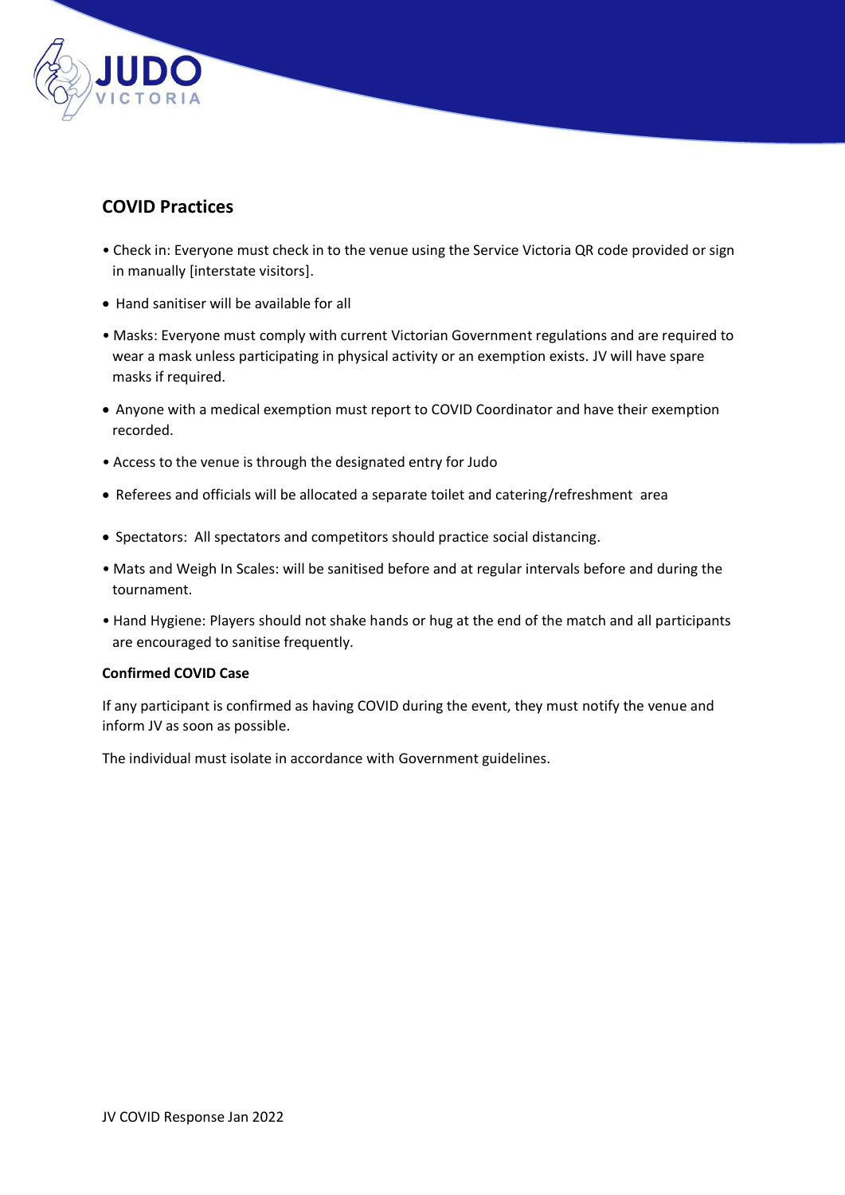## COVID Practices

- Check in: Everyone must check in to the venue using the Service Victoria QR code provided or sign in manually [interstate visitors].
- Hand sanitiser will be available for all
- Masks: Everyone must comply with current Victorian Government regulations and are required to wear a mask unless participating in physical activity or an exemption exists. JV will have spare masks if required.
- Anyone with a medical exemption must report to COVID Coordinator and have their exemption recorded.
- Access to the venue is through the designated entry for Judo
- Referees and officials will be allocated a separate toilet and catering/refreshment area
- Spectators: All spectators and competitors should practice social distancing.
- Mats and Weigh In Scales: will be sanitised before and at regular intervals before and during the tournament.
- Hand Hygiene: Players should not shake hands or hug at the end of the match and all participants are encouraged to sanitise frequently.

**Confirmed COVID Case**

If any participant is confirmed as having COVID during the event, they must notify the venue and inform JV as soon as possible.

The individual must isolate in accordance with Government guidelines.